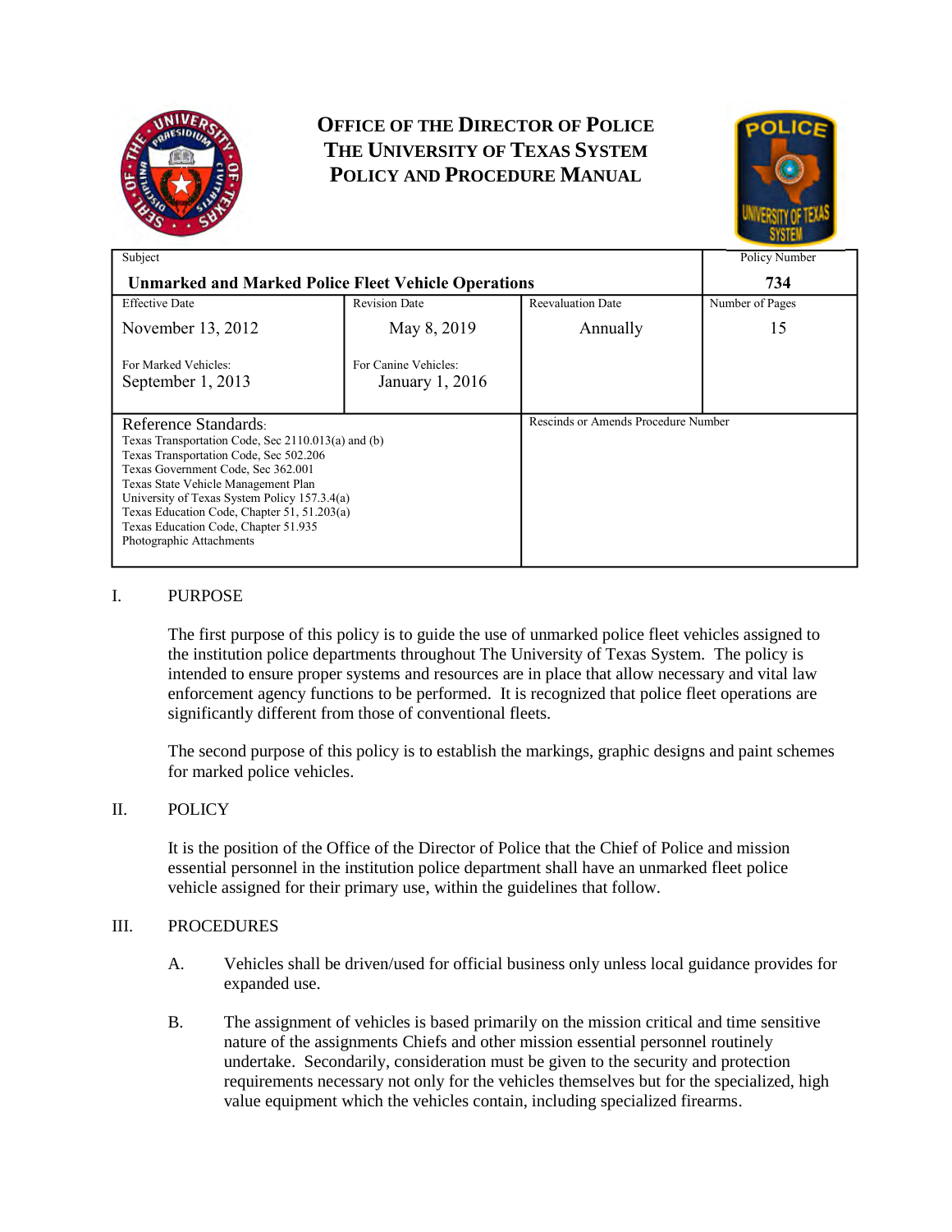# Office of the Director of Police
# The University of Texas System
# Policy and Procedure Manual

| Subject | | | Policy Number |
|---|---|---|---|
| **Unmarked and Marked Police Fleet Vehicle Operations** | | | **734** |
| Effective Date<br>November 13, 2012<br><br>For Marked Vehicles:<br>September 1, 2013 | Revision Date<br>May 8, 2019<br><br>For Canine Vehicles:<br>January 1, 2016 | Reevaluation Date<br>Annually | Number of Pages<br>15 |
| Reference Standards:<br>Texas Transportation Code, Sec 2110.013(a) and (b)<br>Texas Transportation Code, Sec 502.206<br>Texas Government Code, Sec 362.001<br>Texas State Vehicle Management Plan<br>University of Texas System Policy 157.3.4(a)<br>Texas Education Code, Chapter 51, 51.203(a)<br>Texas Education Code, Chapter 51.935<br>Photographic Attachments | | Rescinds or Amends Procedure Number | |

## I. PURPOSE

The first purpose of this policy is to guide the use of unmarked police fleet vehicles assigned to the institution police departments throughout The University of Texas System. The policy is intended to ensure proper systems and resources are in place that allow necessary and vital law enforcement agency functions to be performed. It is recognized that police fleet operations are significantly different from those of conventional fleets.

The second purpose of this policy is to establish the markings, graphic designs and paint schemes for marked police vehicles.

## II. POLICY

It is the position of the Office of the Director of Police that the Chief of Police and mission essential personnel in the institution police department shall have an unmarked fleet police vehicle assigned for their primary use, within the guidelines that follow.

## III. PROCEDURES

A. Vehicles shall be driven/used for official business only unless local guidance provides for expanded use.

B. The assignment of vehicles is based primarily on the mission critical and time sensitive nature of the assignments Chiefs and other mission essential personnel routinely undertake. Secondarily, consideration must be given to the security and protection requirements necessary not only for the vehicles themselves but for the specialized, high value equipment which the vehicles contain, including specialized firearms.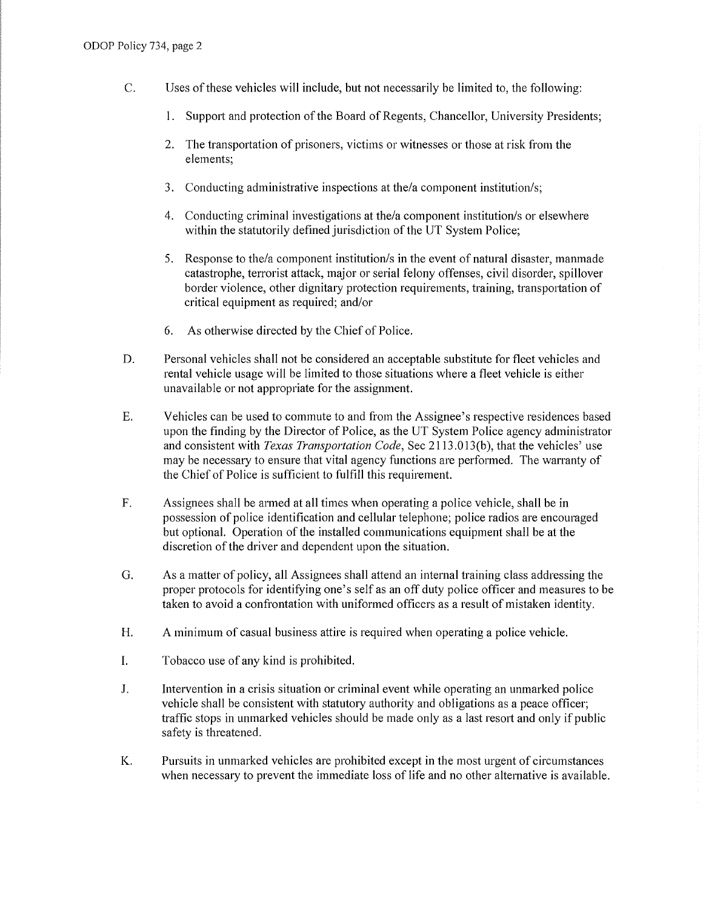C. Uses of these vehicles will include, but not necessarily be limited to, the following:

1. Support and protection of the Board of Regents, Chancellor, University Presidents;
2. The transportation of prisoners, victims or witnesses or those at risk from the elements;
3. Conducting administrative inspections at the/a component institution/s;
4. Conducting criminal investigations at the/a component institution/s or elsewhere within the statutorily defined jurisdiction of the UT System Police;
5. Response to the/a component institution/s in the event of natural disaster, manmade catastrophe, terrorist attack, major or serial felony offenses, civil disorder, spillover border violence, other dignitary protection requirements, training, transportation of critical equipment as required; and/or
6. As otherwise directed by the Chief of Police.

D. Personal vehicles shall not be considered an acceptable substitute for fleet vehicles and rental vehicle usage will be limited to those situations where a fleet vehicle is either unavailable or not appropriate for the assignment.

E. Vehicles can be used to commute to and from the Assignee's respective residences based upon the finding by the Director of Police, as the UT System Police agency administrator and consistent with *Texas Transportation Code*, Sec 2113.013(b), that the vehicles' use may be necessary to ensure that vital agency functions are performed. The warranty of the Chief of Police is sufficient to fulfill this requirement.

F. Assignees shall be armed at all times when operating a police vehicle, shall be in possession of police identification and cellular telephone; police radios are encouraged but optional. Operation of the installed communications equipment shall be at the discretion of the driver and dependent upon the situation.

G. As a matter of policy, all Assignees shall attend an internal training class addressing the proper protocols for identifying one's self as an off duty police officer and measures to be taken to avoid a confrontation with uniformed officers as a result of mistaken identity.

H. A minimum of casual business attire is required when operating a police vehicle.

I. Tobacco use of any kind is prohibited.

J. Intervention in a crisis situation or criminal event while operating an unmarked police vehicle shall be consistent with statutory authority and obligations as a peace officer; traffic stops in unmarked vehicles should be made only as a last resort and only if public safety is threatened.

K. Pursuits in unmarked vehicles are prohibited except in the most urgent of circumstances when necessary to prevent the immediate loss of life and no other alternative is available.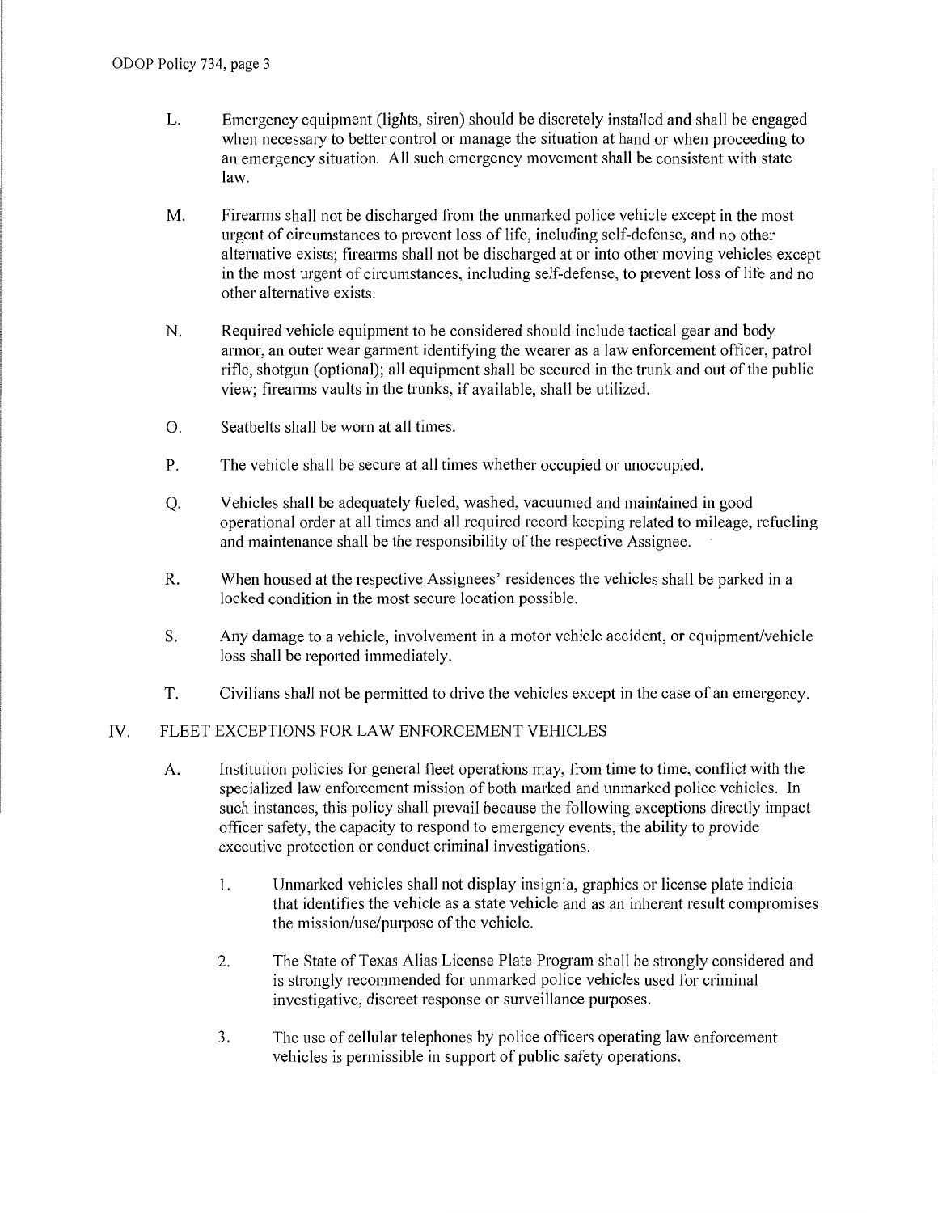L. Emergency equipment (lights, siren) should be discretely installed and shall be engaged when necessary to better control or manage the situation at hand or when proceeding to an emergency situation. All such emergency movement shall be consistent with state law.

M. Firearms shall not be discharged from the unmarked police vehicle except in the most urgent of circumstances to prevent loss of life, including self-defense, and no other alternative exists; firearms shall not be discharged at or into other moving vehicles except in the most urgent of circumstances, including self-defense, to prevent loss of life and no other alternative exists.

N. Required vehicle equipment to be considered should include tactical gear and body armor, an outer wear garment identifying the wearer as a law enforcement officer, patrol rifle, shotgun (optional); all equipment shall be secured in the trunk and out of the public view; firearms vaults in the trunks, if available, shall be utilized.

O. Seatbelts shall be worn at all times.

P. The vehicle shall be secure at all times whether occupied or unoccupied.

Q. Vehicles shall be adequately fueled, washed, vacuumed and maintained in good operational order at all times and all required record keeping related to mileage, refueling and maintenance shall be the responsibility of the respective Assignee.

R. When housed at the respective Assignees' residences the vehicles shall be parked in a locked condition in the most secure location possible.

S. Any damage to a vehicle, involvement in a motor vehicle accident, or equipment/vehicle loss shall be reported immediately.

T. Civilians shall not be permitted to drive the vehicles except in the case of an emergency.

## IV. FLEET EXCEPTIONS FOR LAW ENFORCEMENT VEHICLES

A. Institution policies for general fleet operations may, from time to time, conflict with the specialized law enforcement mission of both marked and unmarked police vehicles. In such instances, this policy shall prevail because the following exceptions directly impact officer safety, the capacity to respond to emergency events, the ability to provide executive protection or conduct criminal investigations.

1. Unmarked vehicles shall not display insignia, graphics or license plate indicia that identifies the vehicle as a state vehicle and as an inherent result compromises the mission/use/purpose of the vehicle.

2. The State of Texas Alias License Plate Program shall be strongly considered and is strongly recommended for unmarked police vehicles used for criminal investigative, discreet response or surveillance purposes.

3. The use of cellular telephones by police officers operating law enforcement vehicles is permissible in support of public safety operations.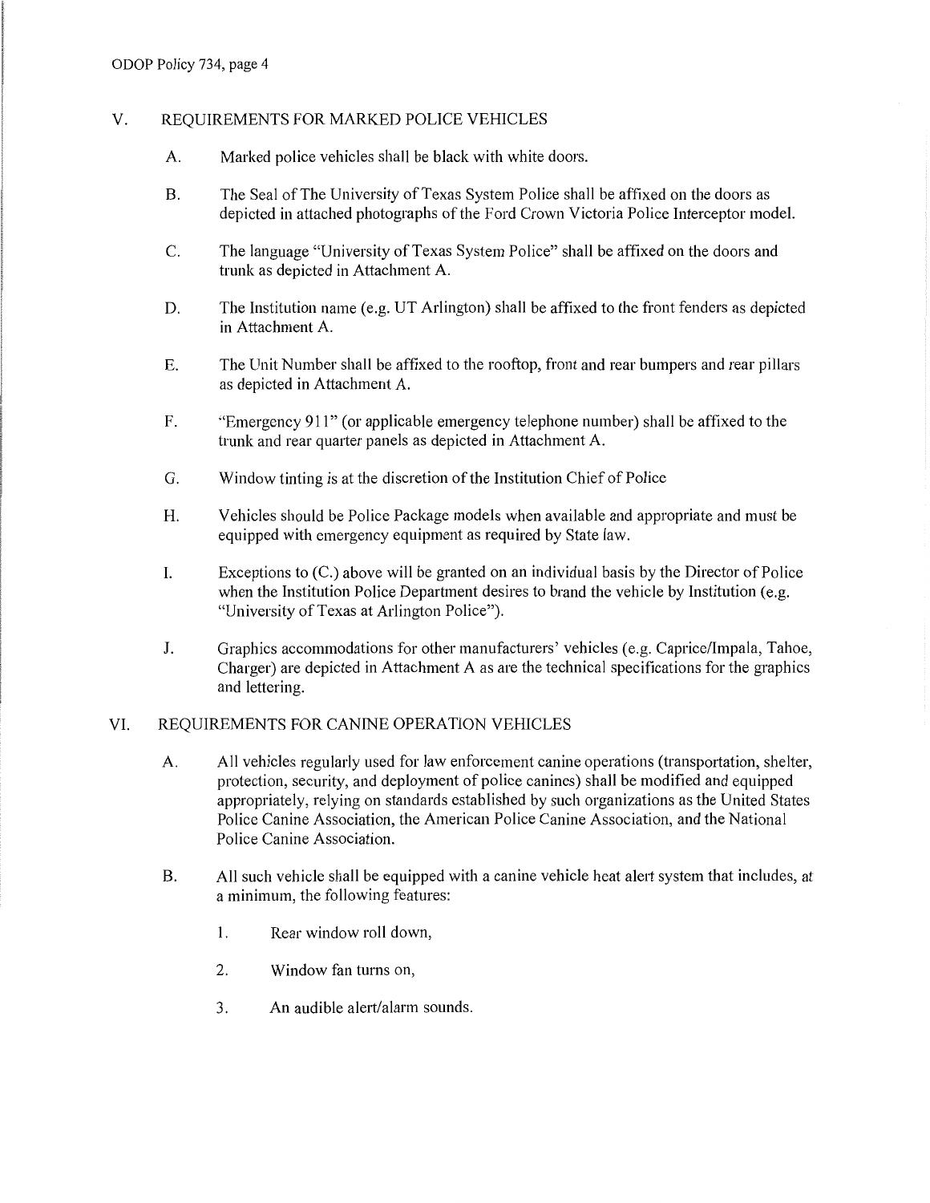## V. REQUIREMENTS FOR MARKED POLICE VEHICLES

A. Marked police vehicles shall be black with white doors.

B. The Seal of The University of Texas System Police shall be affixed on the doors as depicted in attached photographs of the Ford Crown Victoria Police Interceptor model.

C. The language "University of Texas System Police" shall be affixed on the doors and trunk as depicted in Attachment A.

D. The Institution name (e.g. UT Arlington) shall be affixed to the front fenders as depicted in Attachment A.

E. The Unit Number shall be affixed to the rooftop, front and rear bumpers and rear pillars as depicted in Attachment A.

F. "Emergency 911" (or applicable emergency telephone number) shall be affixed to the trunk and rear quarter panels as depicted in Attachment A.

G. Window tinting is at the discretion of the Institution Chief of Police

H. Vehicles should be Police Package models when available and appropriate and must be equipped with emergency equipment as required by State law.

I. Exceptions to (C.) above will be granted on an individual basis by the Director of Police when the Institution Police Department desires to brand the vehicle by Institution (e.g. "University of Texas at Arlington Police").

J. Graphics accommodations for other manufacturers' vehicles (e.g. Caprice/Impala, Tahoe, Charger) are depicted in Attachment A as are the technical specifications for the graphics and lettering.

## VI. REQUIREMENTS FOR CANINE OPERATION VEHICLES

A. All vehicles regularly used for law enforcement canine operations (transportation, shelter, protection, security, and deployment of police canines) shall be modified and equipped appropriately, relying on standards established by such organizations as the United States Police Canine Association, the American Police Canine Association, and the National Police Canine Association.

B. All such vehicle shall be equipped with a canine vehicle heat alert system that includes, at a minimum, the following features:

1. Rear window roll down,

2. Window fan turns on,

3. An audible alert/alarm sounds.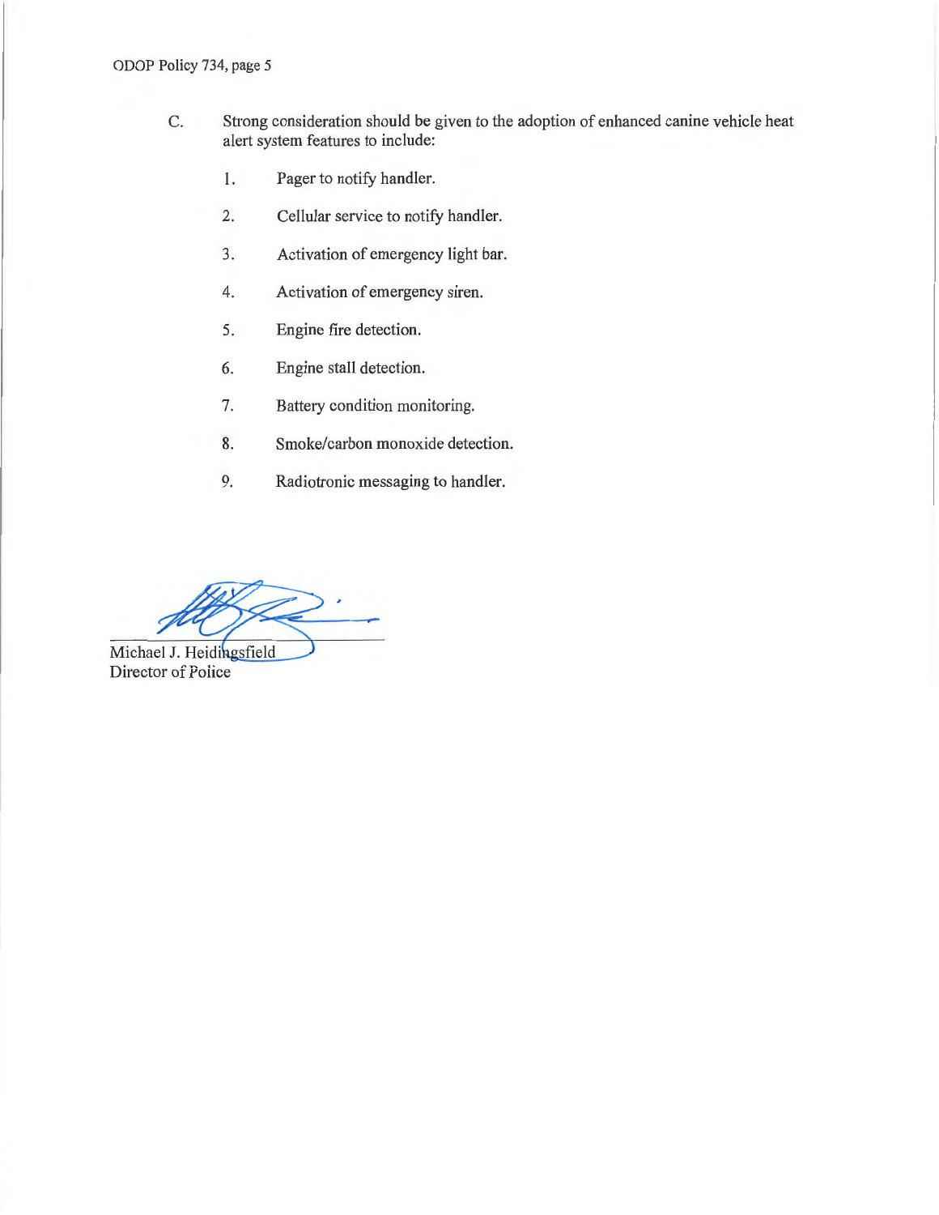C. Strong consideration should be given to the adoption of enhanced canine vehicle heat alert system features to include:

1. Pager to notify handler.
2. Cellular service to notify handler.
3. Activation of emergency light bar.
4. Activation of emergency siren.
5. Engine fire detection.
6. Engine stall detection.
7. Battery condition monitoring.
8. Smoke/carbon monoxide detection.
9. Radiotronic messaging to handler.

Michael J. Heidingsfield
Director of Police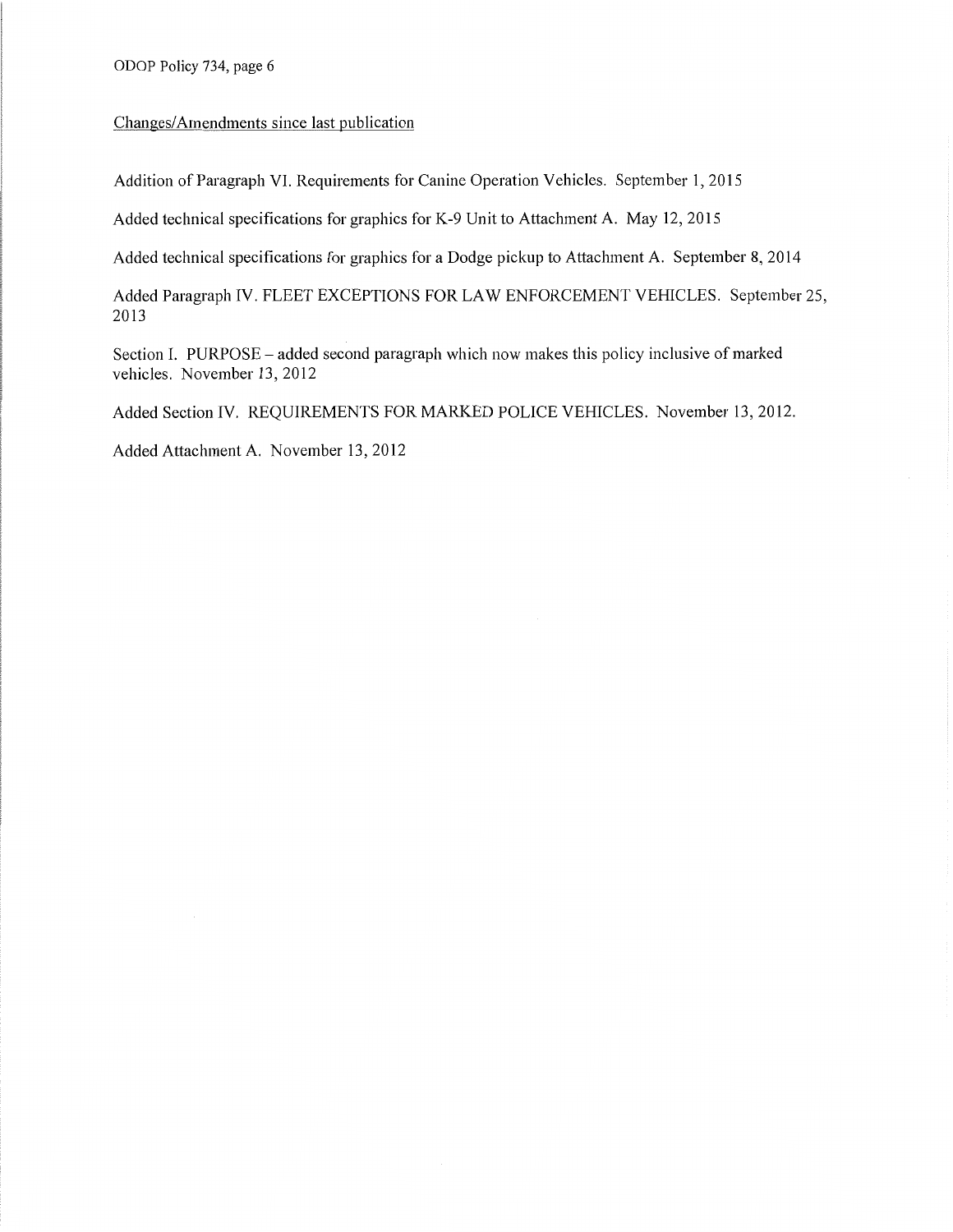<u>Changes/Amendments since last publication</u>

Addition of Paragraph VI. Requirements for Canine Operation Vehicles. September 1, 2015

Added technical specifications for graphics for K-9 Unit to Attachment A. May 12, 2015

Added technical specifications for graphics for a Dodge pickup to Attachment A. September 8, 2014

Added Paragraph IV. FLEET EXCEPTIONS FOR LAW ENFORCEMENT VEHICLES. September 25, 2013

Section I. PURPOSE – added second paragraph which now makes this policy inclusive of marked vehicles. November 13, 2012

Added Section IV. REQUIREMENTS FOR MARKED POLICE VEHICLES. November 13, 2012.

Added Attachment A. November 13, 2012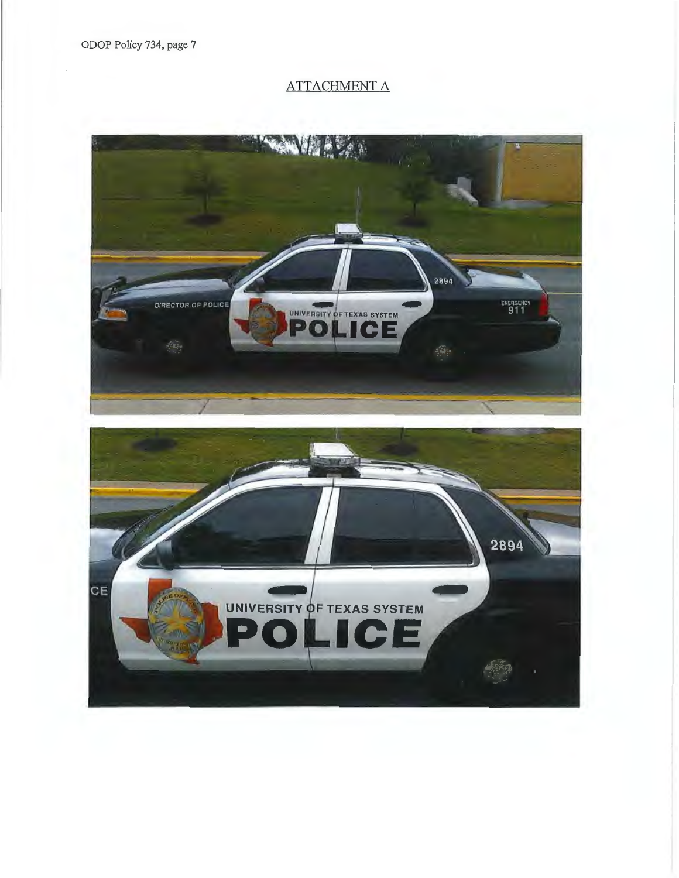ATTACHMENT A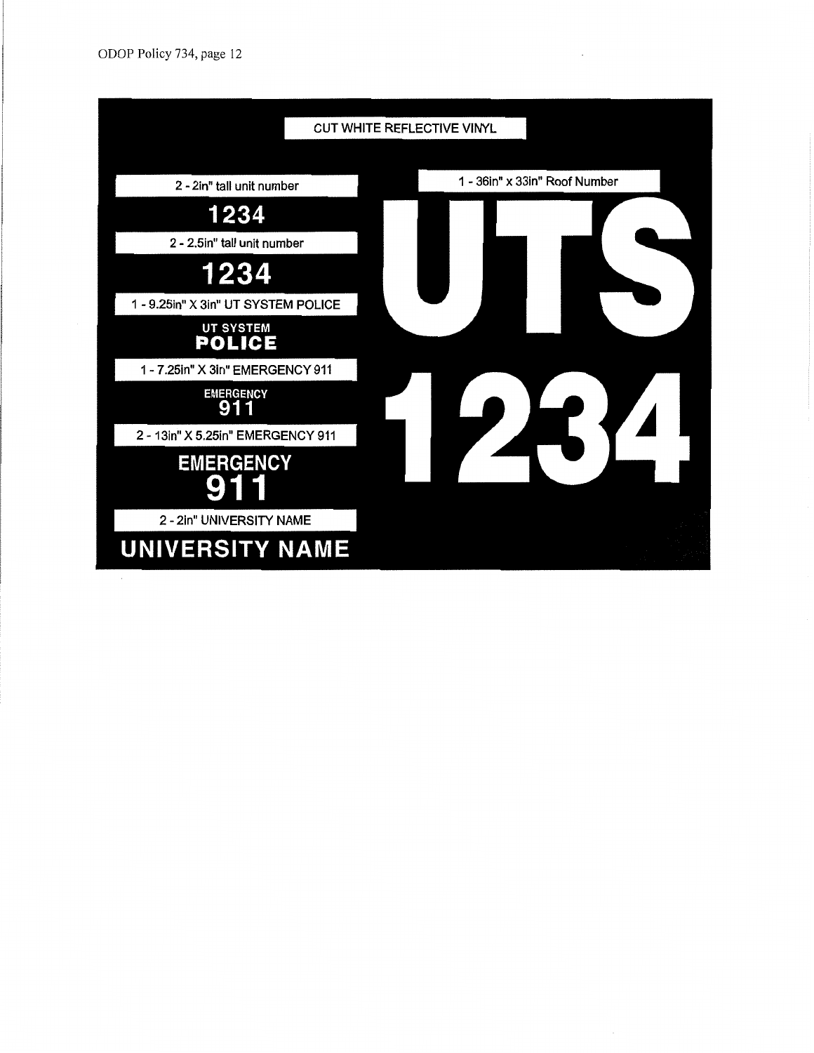CUT WHITE REFLECTIVE VINYL

2 - 2in" tall unit number

**1234**

2 - 2.5in" tall unit number

**1234**

1 - 9.25in" X 3in" UT SYSTEM POLICE

**UT SYSTEM**
**POLICE**

1 - 7.25in" X 3in" EMERGENCY 911

**EMERGENCY**
**911**

2 - 13in" X 5.25in" EMERGENCY 911

**EMERGENCY**
**911**

2 - 2in" UNIVERSITY NAME

**UNIVERSITY NAME**

1 - 36in" x 33in" Roof Number

**UTS**
**1234**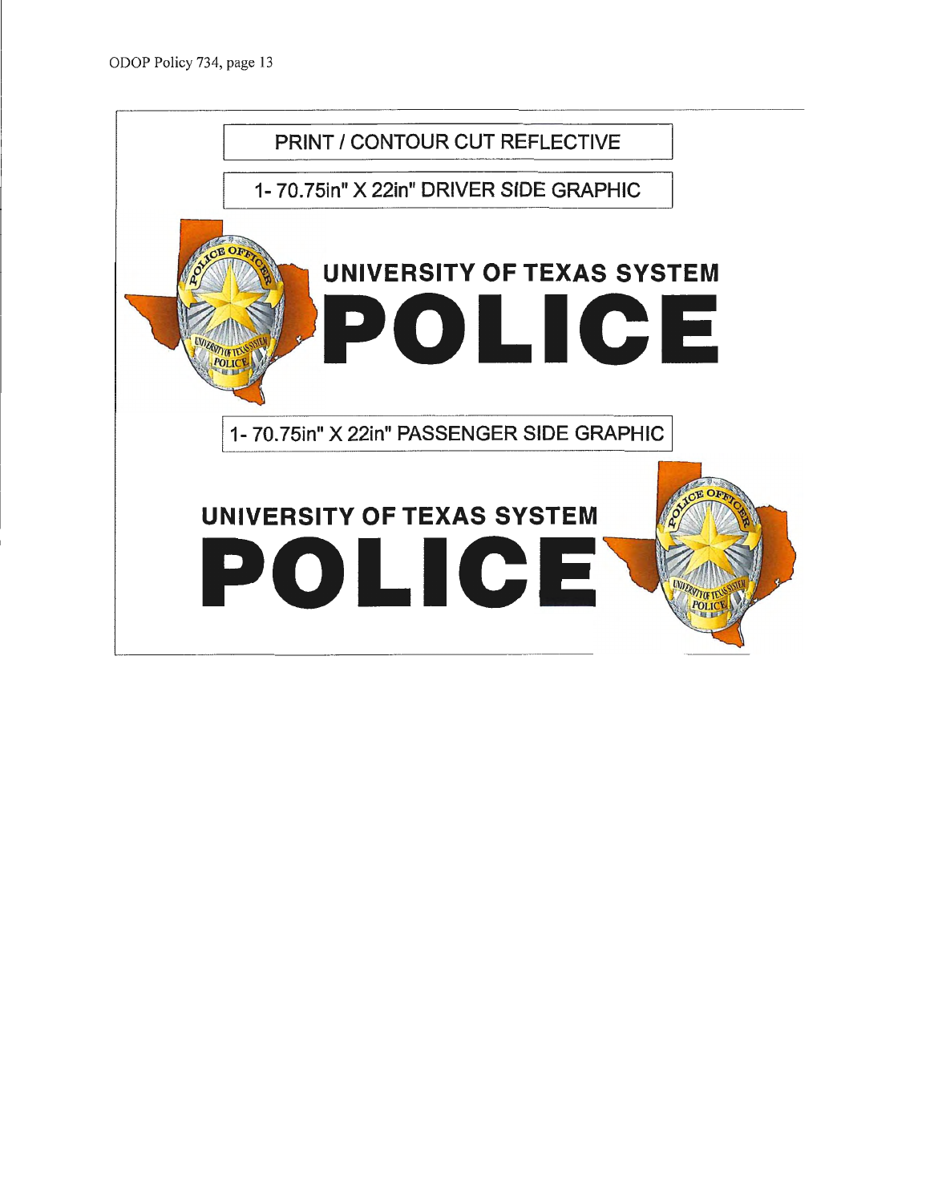PRINT / CONTOUR CUT REFLECTIVE

1- 70.75in" X 22in" DRIVER SIDE GRAPHIC

UNIVERSITY OF TEXAS SYSTEM

POLICE

1- 70.75in" X 22in" PASSENGER SIDE GRAPHIC

UNIVERSITY OF TEXAS SYSTEM

POLICE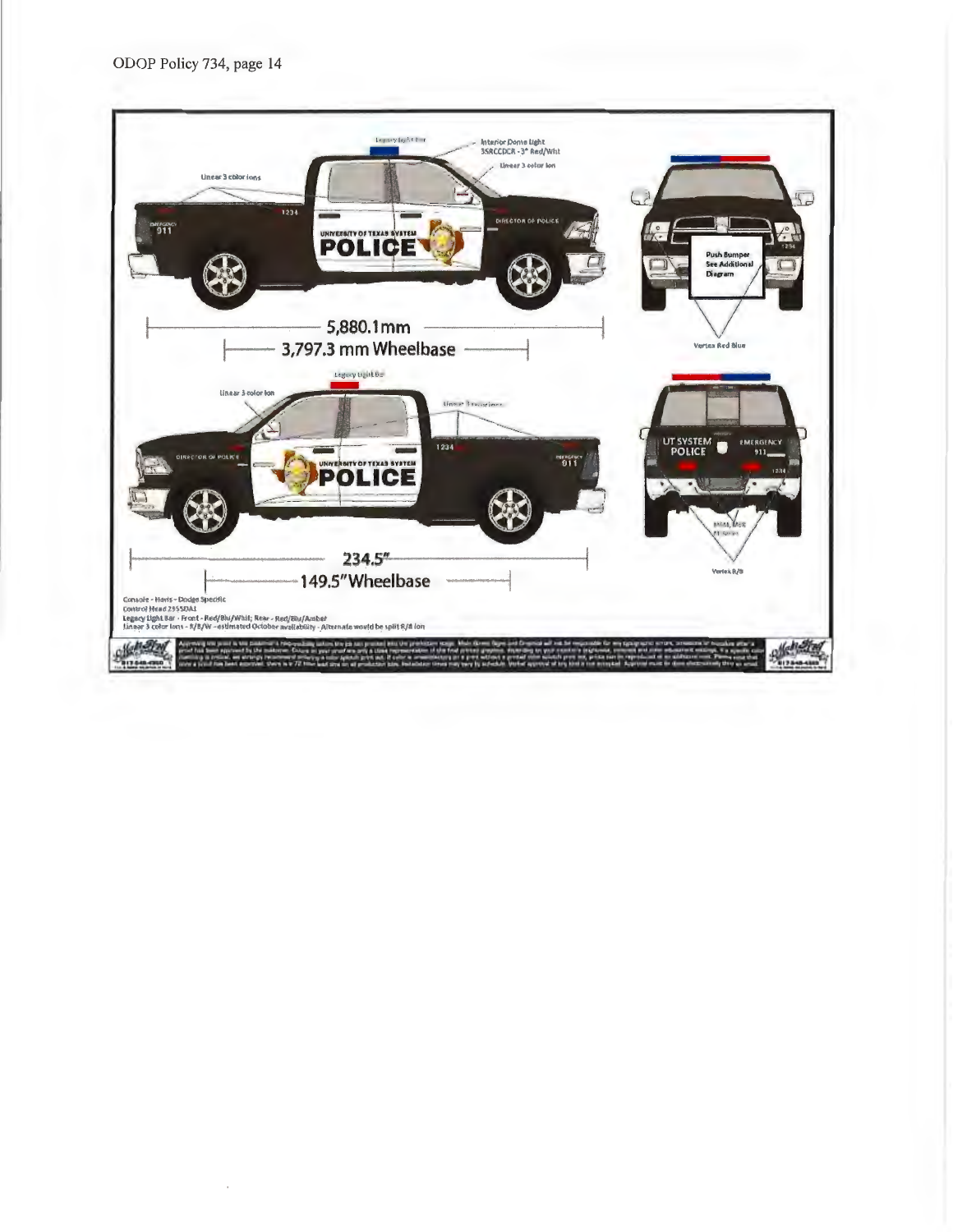Legacy Light Bar

Interior Dome Light 35RCCDCR - 3" Red/Wht

Linear 3 color Ion

Linear 3 color Ions

1234

EMERGENCY 911

DIRECTOR OF POLICE

UNIVERSITY OF TEXAS SYSTEM

POLICE

5,880.1mm

3,797.3 mm Wheelbase

Push Bumper See Additional Diagram

Vertex Red Blue

Legacy Light Bar

Linear 3 color Ion

Linear 3 color Ions

DIRECTOR OF POLICE

1234

EMERGENCY 911

UNIVERSITY OF TEXAS SYSTEM

POLICE

234.5"

149.5" Wheelbase

UT SYSTEM POLICE

EMERGENCY 911

1234

Vertex R/B

Console - Havis - Dodge Specific
Control Head 295SDA1
Legacy Light Bar - Front - Red/Blu/Whit; Rear - Red/Blu/Amber
Linear 3 color Ions - R/B/W - estimated October availability - Alternate would be split R/B Ion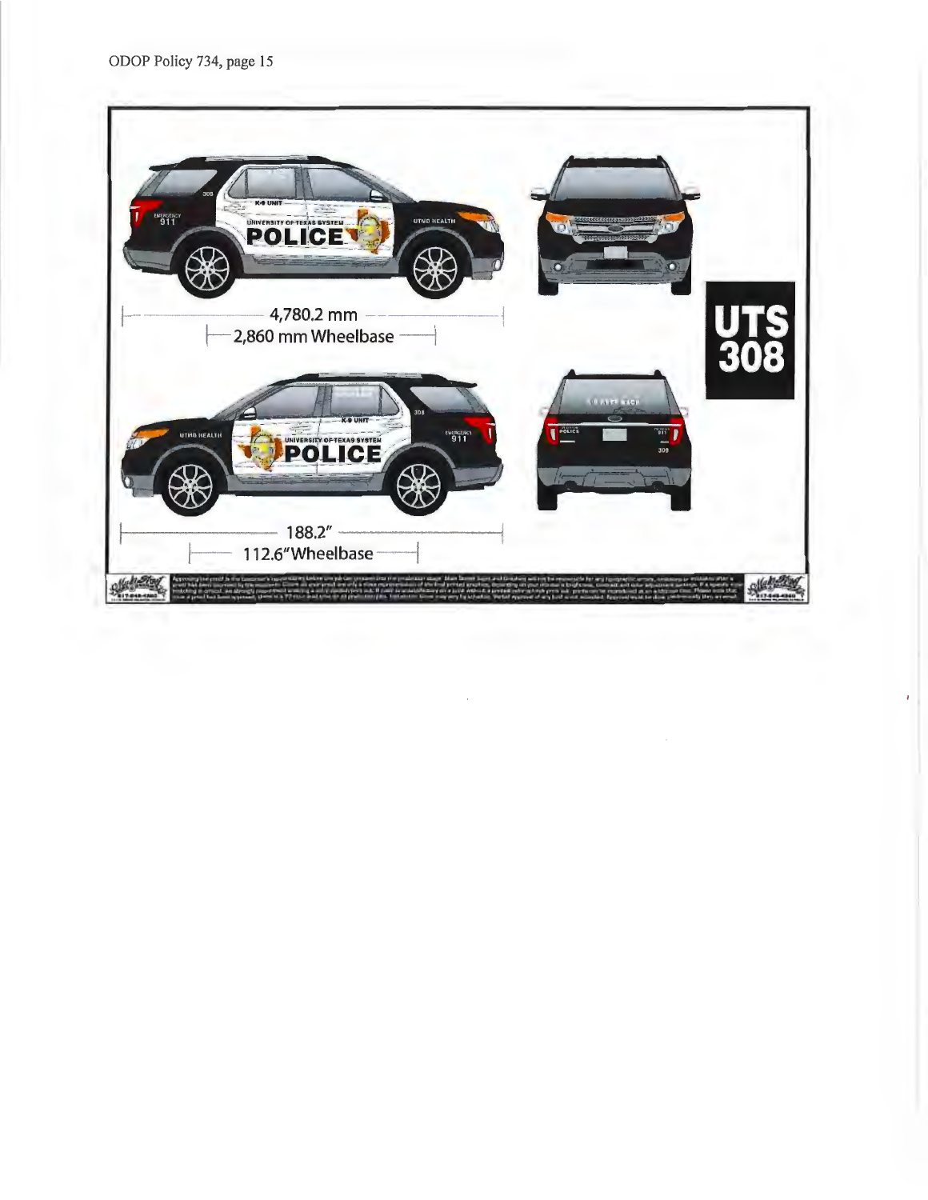4,780.2 mm

2,860 mm Wheelbase

UTS
308

188.2"

112.6"Wheelbase